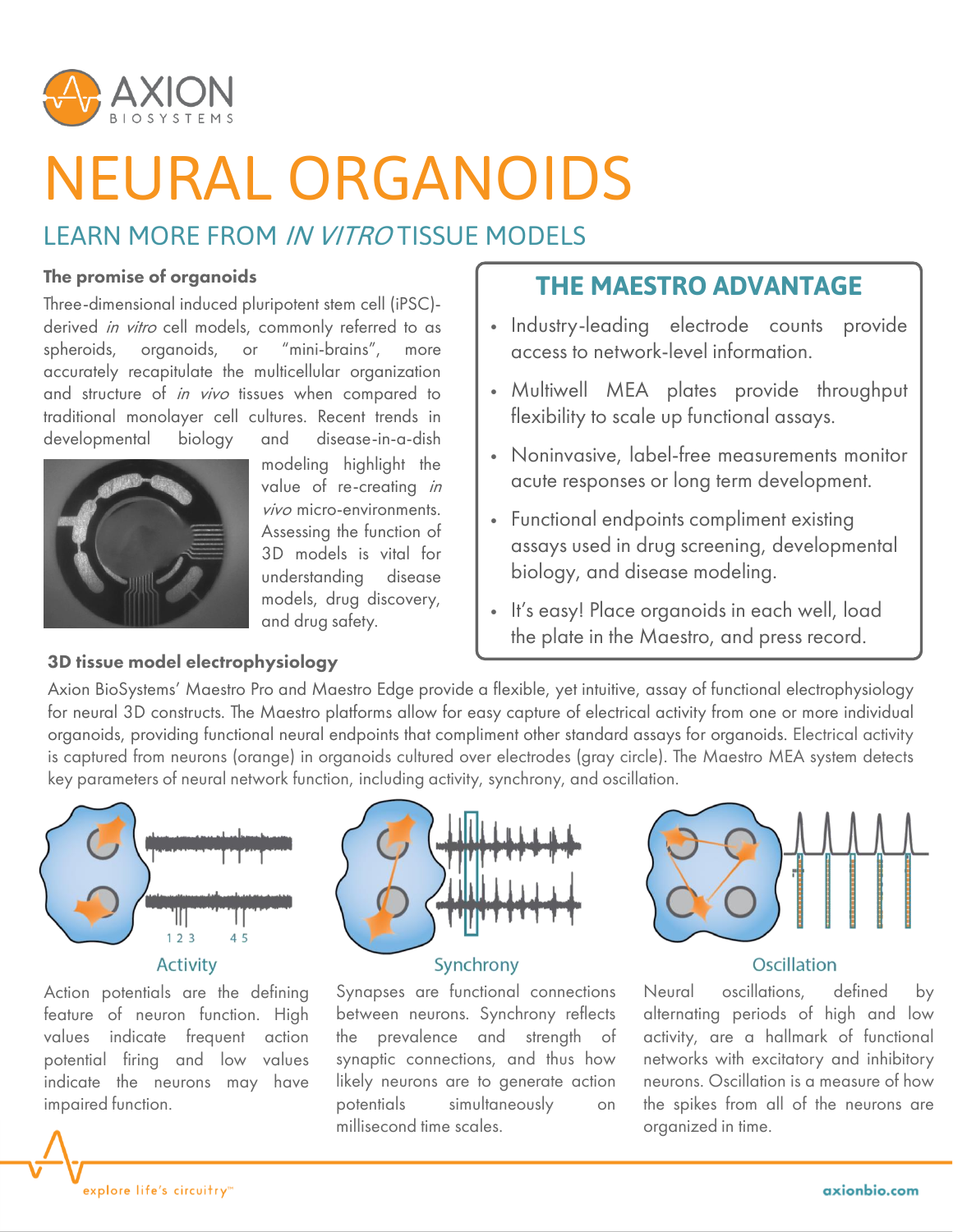# NEURAL ORGANOIDS

## LEARN MORE FROM *IN VITRO* TISSUE MODELS

### The promise of organoids

Three-dimensional induced pluripotent stem cell (iPSC)-derived *in vitro* cell models, commonly referred to as spheroids, organoids, or "mini-brains", more accurately recapitulate the multicellular organization and structure of *in vivo* tissues when compared to traditional monolayer cell cultures. Recent trends in developmental biology and disease-in-a-dish modeling highlight the value of re-creating *in vivo* micro-environments. Assessing the function of 3D models is vital for understanding disease models, drug discovery, and drug safety.

### THE MAESTRO ADVANTAGE

- Industry-leading electrode counts provide access to network-level information.
- Multiwell MEA plates provide throughput flexibility to scale up functional assays.
- Noninvasive, label-free measurements monitor acute responses or long term development.
- Functional endpoints compliment existing assays used in drug screening, developmental biology, and disease modeling.
- It's easy! Place organoids in each well, load the plate in the Maestro, and press record.

### 3D tissue model electrophysiology

Axion BioSystems' Maestro Pro and Maestro Edge provide a flexible, yet intuitive, assay of functional electrophysiology for neural 3D constructs. The Maestro platforms allow for easy capture of electrical activity from one or more individual organoids, providing functional neural endpoints that compliment other standard assays for organoids. Electrical activity is captured from neurons (orange) in organoids cultured over electrodes (gray circle). The Maestro MEA system detects key parameters of neural network function, including activity, synchrony, and oscillation.

1 2 3 4 5

#### Activity

Action potentials are the defining feature of neuron function. High values indicate frequent action potential firing and low values indicate the neurons may have impaired function.

#### Synchrony

Synapses are functional connections between neurons. Synchrony reflects the prevalence and strength of synaptic connections, and thus how likely neurons are to generate action potentials simultaneously on millisecond time scales.

#### Oscillation

Neural oscillations, defined by alternating periods of high and low activity, are a hallmark of functional networks with excitatory and inhibitory neurons. Oscillation is a measure of how the spikes from all of the neurons are organized in time.

explore life's circuitry™

axionbio.com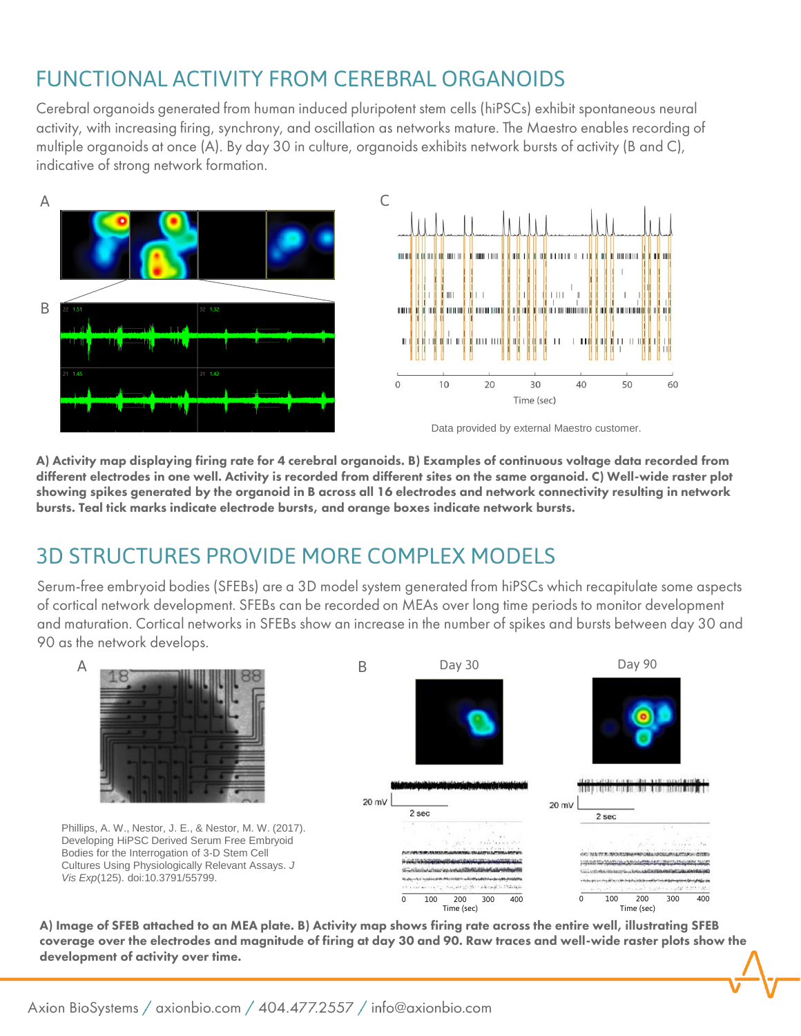# FUNCTIONAL ACTIVITY FROM CEREBRAL ORGANOIDS

Cerebral organoids generated from human induced pluripotent stem cells (hiPSCs) exhibit spontaneous neural activity, with increasing firing, synchrony, and oscillation as networks mature. The Maestro enables recording of multiple organoids at once (A). By day 30 in culture, organoids exhibits network bursts of activity (B and C), indicative of strong network formation.

A

B

22 1.51

32 1.32

21 1.45

31 1.42

C

0 10 20 30 40 50 60

Time (sec)

Data provided by external Maestro customer.

**A) Activity map displaying firing rate for 4 cerebral organoids. B) Examples of continuous voltage data recorded from different electrodes in one well. Activity is recorded from different sites on the same organoid. C) Well-wide raster plot showing spikes generated by the organoid in B across all 16 electrodes and network connectivity resulting in network bursts. Teal tick marks indicate electrode bursts, and orange boxes indicate network bursts.**

# 3D STRUCTURES PROVIDE MORE COMPLEX MODELS

Serum-free embryoid bodies (SFEBs) are a 3D model system generated from hiPSCs which recapitulate some aspects of cortical network development. SFEBs can be recorded on MEAs over long time periods to monitor development and maturation. Cortical networks in SFEBs show an increase in the number of spikes and bursts between day 30 and 90 as the network develops.

A

18 88

Phillips, A. W., Nestor, J. E., & Nestor, M. W. (2017). Developing HiPSC Derived Serum Free Embryoid Bodies for the Interrogation of 3-D Stem Cell Cultures Using Physiologically Relevant Assays. *J Vis Exp*(125). doi:10.3791/55799.

B

Day 30

20 mV

2 sec

0 100 200 300 400

Time (sec)

Day 90

20 mV

2 sec

0 100 200 300 400

Time (sec)

**A) Image of SFEB attached to an MEA plate. B) Activity map shows firing rate across the entire well, illustrating SFEB coverage over the electrodes and magnitude of firing at day 30 and 90. Raw traces and well-wide raster plots show the development of activity over time.**

Axion BioSystems / axionbio.com / 404.477.2557 / info@axionbio.com